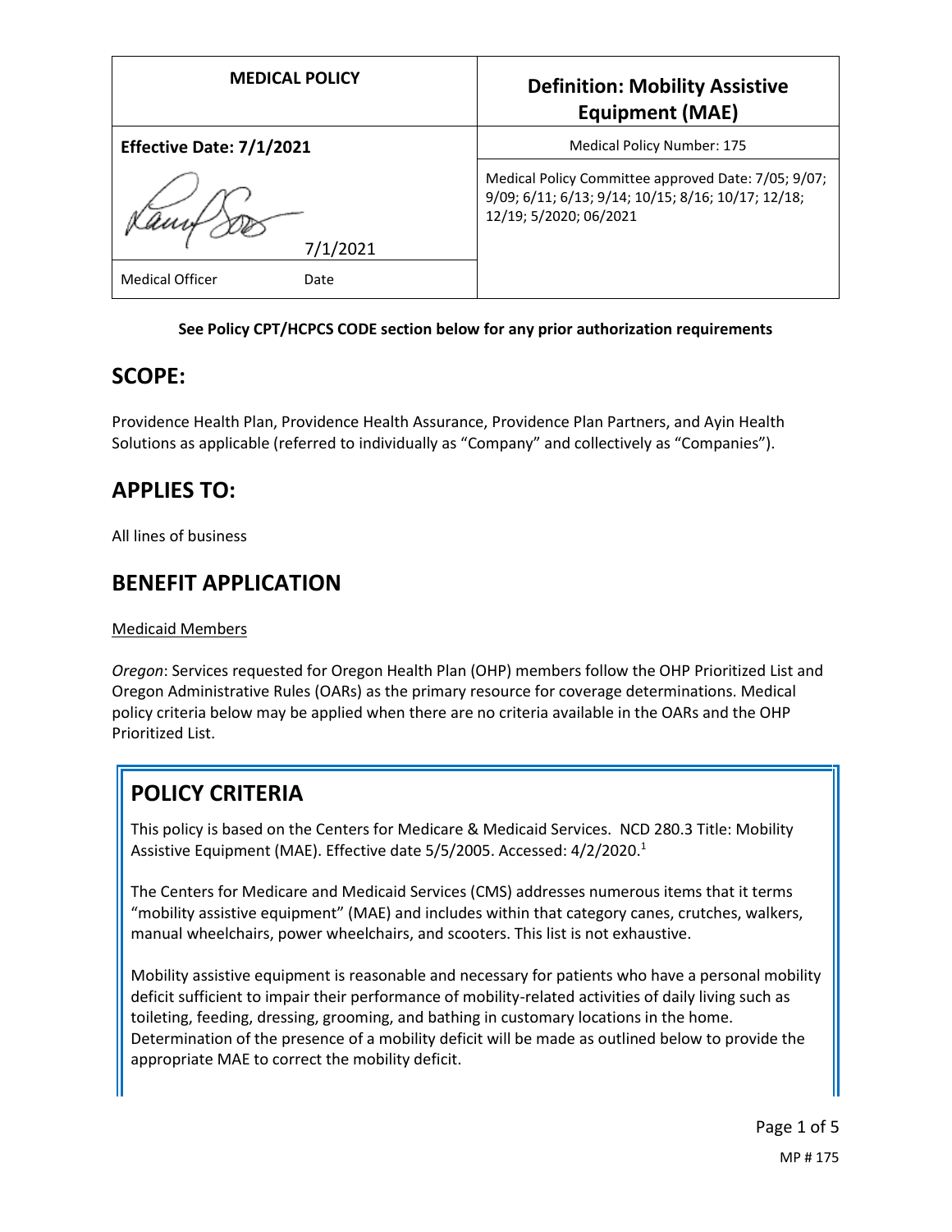| MEDICAL POLICY | Definition: Mobility Assistive Equipment (MAE) |
|---|---|
| **Effective Date: 7/1/2021** | Medical Policy Number: 175 |
| 7/1/2021 | Medical Policy Committee approved Date: 7/05; 9/07; 9/09; 6/11; 6/13; 9/14; 10/15; 8/16; 10/17; 12/18; 12/19; 5/2020; 06/2021 |
| Medical Officer Date | |

**See Policy CPT/HCPCS CODE section below for any prior authorization requirements**

## SCOPE:

Providence Health Plan, Providence Health Assurance, Providence Plan Partners, and Ayin Health Solutions as applicable (referred to individually as "Company" and collectively as "Companies").

## APPLIES TO:

All lines of business

## BENEFIT APPLICATION

Medicaid Members

*Oregon*: Services requested for Oregon Health Plan (OHP) members follow the OHP Prioritized List and Oregon Administrative Rules (OARs) as the primary resource for coverage determinations. Medical policy criteria below may be applied when there are no criteria available in the OARs and the OHP Prioritized List.

## POLICY CRITERIA

This policy is based on the Centers for Medicare & Medicaid Services. NCD 280.3 Title: Mobility Assistive Equipment (MAE). Effective date 5/5/2005. Accessed: 4/2/2020.[1]

The Centers for Medicare and Medicaid Services (CMS) addresses numerous items that it terms "mobility assistive equipment" (MAE) and includes within that category canes, crutches, walkers, manual wheelchairs, power wheelchairs, and scooters. This list is not exhaustive.

Mobility assistive equipment is reasonable and necessary for patients who have a personal mobility deficit sufficient to impair their performance of mobility-related activities of daily living such as toileting, feeding, dressing, grooming, and bathing in customary locations in the home. Determination of the presence of a mobility deficit will be made as outlined below to provide the appropriate MAE to correct the mobility deficit.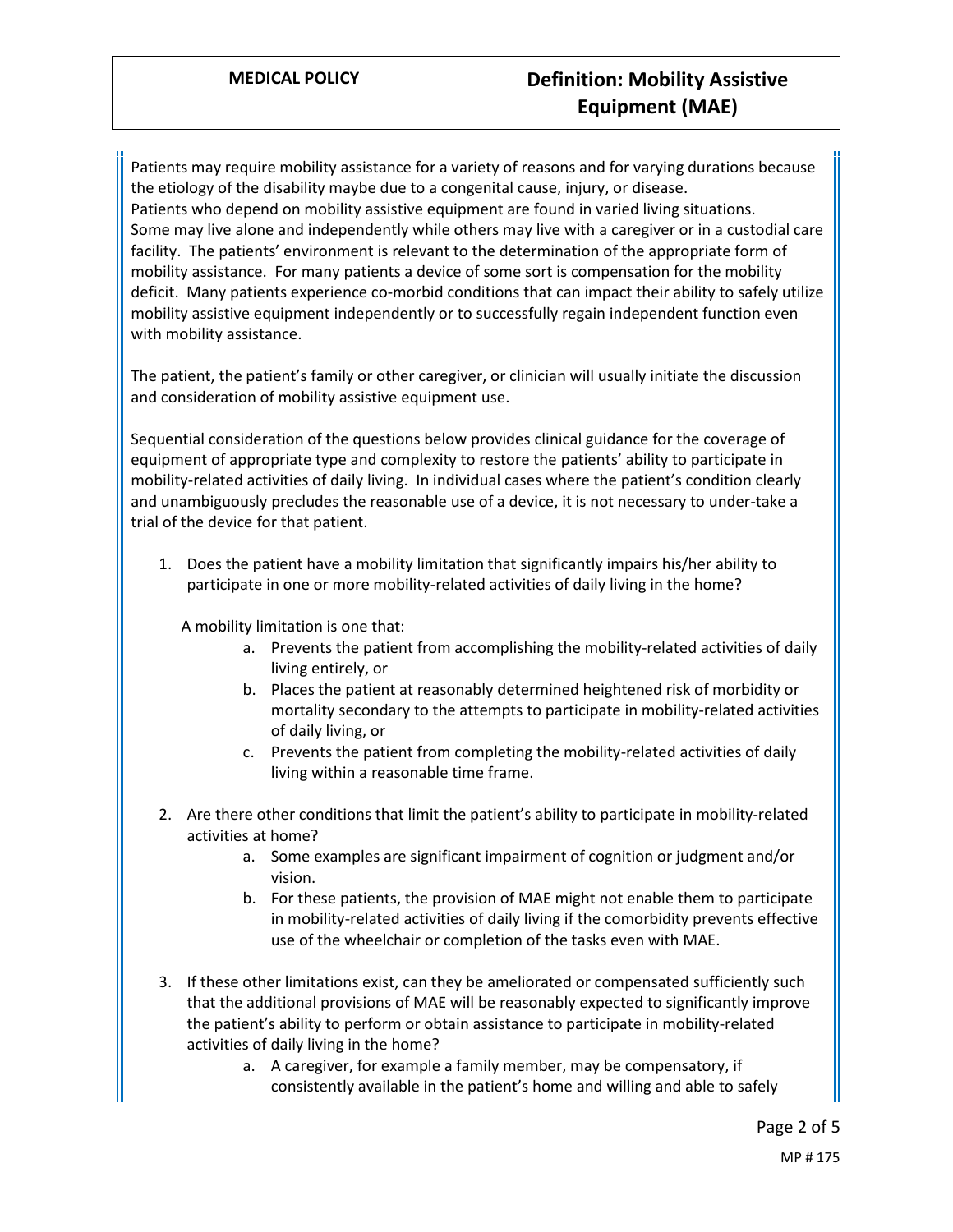Patients may require mobility assistance for a variety of reasons and for varying durations because the etiology of the disability maybe due to a congenital cause, injury, or disease.
Patients who depend on mobility assistive equipment are found in varied living situations. Some may live alone and independently while others may live with a caregiver or in a custodial care facility. The patients' environment is relevant to the determination of the appropriate form of mobility assistance. For many patients a device of some sort is compensation for the mobility deficit. Many patients experience co-morbid conditions that can impact their ability to safely utilize mobility assistive equipment independently or to successfully regain independent function even with mobility assistance.

The patient, the patient's family or other caregiver, or clinician will usually initiate the discussion and consideration of mobility assistive equipment use.

Sequential consideration of the questions below provides clinical guidance for the coverage of equipment of appropriate type and complexity to restore the patients' ability to participate in mobility-related activities of daily living. In individual cases where the patient's condition clearly and unambiguously precludes the reasonable use of a device, it is not necessary to under-take a trial of the device for that patient.

1. Does the patient have a mobility limitation that significantly impairs his/her ability to participate in one or more mobility-related activities of daily living in the home?

   A mobility limitation is one that:
      a. Prevents the patient from accomplishing the mobility-related activities of daily living entirely, or
      b. Places the patient at reasonably determined heightened risk of morbidity or mortality secondary to the attempts to participate in mobility-related activities of daily living, or
      c. Prevents the patient from completing the mobility-related activities of daily living within a reasonable time frame.

2. Are there other conditions that limit the patient's ability to participate in mobility-related activities at home?
      a. Some examples are significant impairment of cognition or judgment and/or vision.
      b. For these patients, the provision of MAE might not enable them to participate in mobility-related activities of daily living if the comorbidity prevents effective use of the wheelchair or completion of the tasks even with MAE.

3. If these other limitations exist, can they be ameliorated or compensated sufficiently such that the additional provisions of MAE will be reasonably expected to significantly improve the patient's ability to perform or obtain assistance to participate in mobility-related activities of daily living in the home?
      a. A caregiver, for example a family member, may be compensatory, if consistently available in the patient's home and willing and able to safely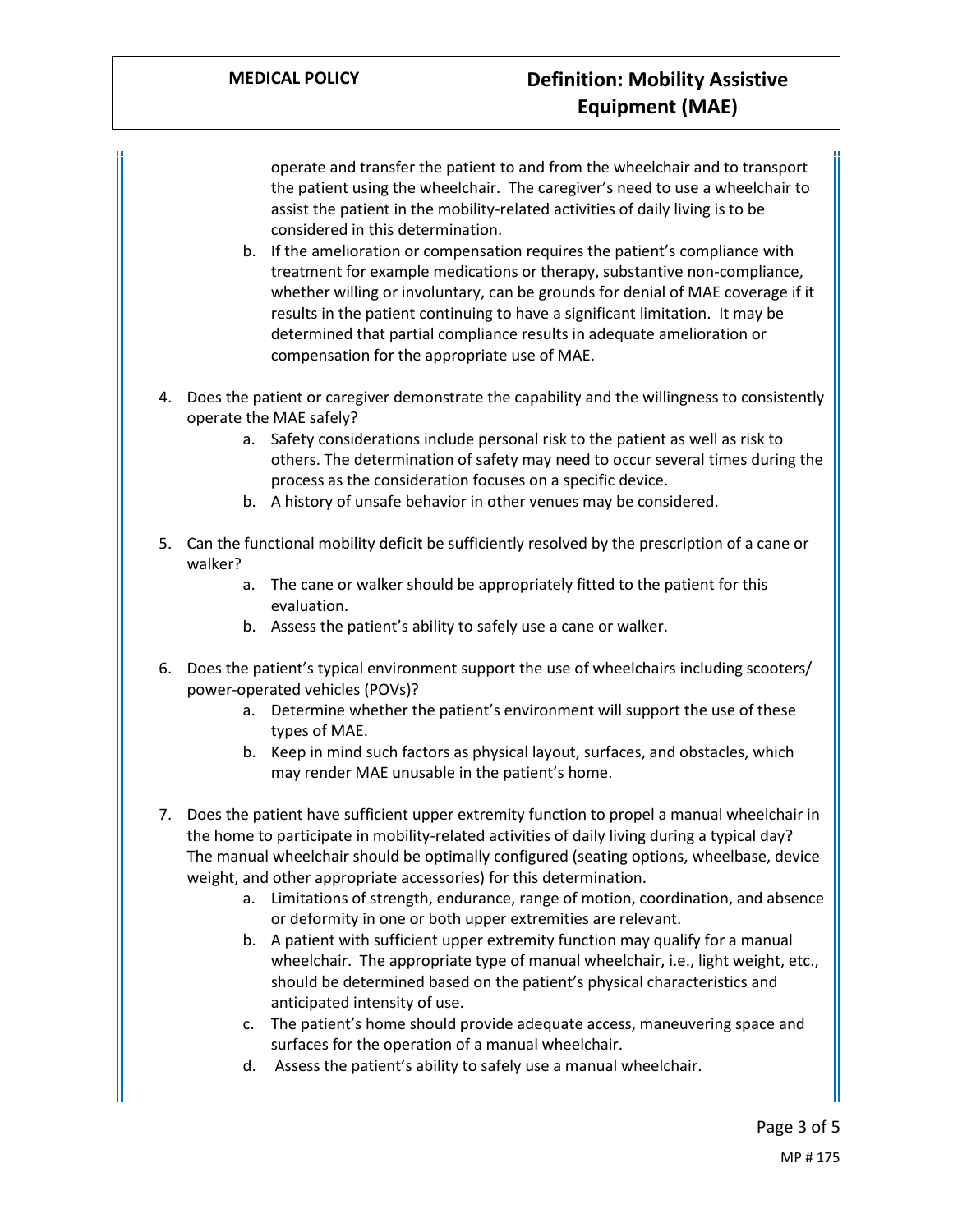operate and transfer the patient to and from the wheelchair and to transport the patient using the wheelchair. The caregiver's need to use a wheelchair to assist the patient in the mobility-related activities of daily living is to be considered in this determination.

   b. If the amelioration or compensation requires the patient's compliance with treatment for example medications or therapy, substantive non-compliance, whether willing or involuntary, can be grounds for denial of MAE coverage if it results in the patient continuing to have a significant limitation. It may be determined that partial compliance results in adequate amelioration or compensation for the appropriate use of MAE.

4. Does the patient or caregiver demonstrate the capability and the willingness to consistently operate the MAE safely?
   a. Safety considerations include personal risk to the patient as well as risk to others. The determination of safety may need to occur several times during the process as the consideration focuses on a specific device.
   b. A history of unsafe behavior in other venues may be considered.

5. Can the functional mobility deficit be sufficiently resolved by the prescription of a cane or walker?
   a. The cane or walker should be appropriately fitted to the patient for this evaluation.
   b. Assess the patient's ability to safely use a cane or walker.

6. Does the patient's typical environment support the use of wheelchairs including scooters/ power-operated vehicles (POVs)?
   a. Determine whether the patient's environment will support the use of these types of MAE.
   b. Keep in mind such factors as physical layout, surfaces, and obstacles, which may render MAE unusable in the patient's home.

7. Does the patient have sufficient upper extremity function to propel a manual wheelchair in the home to participate in mobility-related activities of daily living during a typical day? The manual wheelchair should be optimally configured (seating options, wheelbase, device weight, and other appropriate accessories) for this determination.
   a. Limitations of strength, endurance, range of motion, coordination, and absence or deformity in one or both upper extremities are relevant.
   b. A patient with sufficient upper extremity function may qualify for a manual wheelchair. The appropriate type of manual wheelchair, i.e., light weight, etc., should be determined based on the patient's physical characteristics and anticipated intensity of use.
   c. The patient's home should provide adequate access, maneuvering space and surfaces for the operation of a manual wheelchair.
   d. Assess the patient's ability to safely use a manual wheelchair.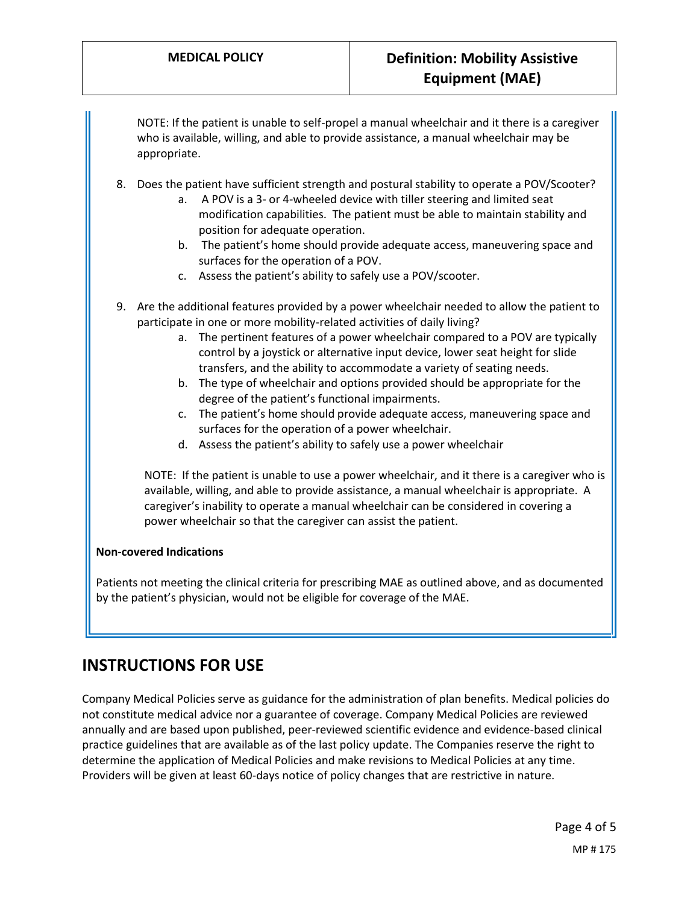NOTE: If the patient is unable to self-propel a manual wheelchair and it there is a caregiver who is available, willing, and able to provide assistance, a manual wheelchair may be appropriate.

8. Does the patient have sufficient strength and postural stability to operate a POV/Scooter?
   a. A POV is a 3- or 4-wheeled device with tiller steering and limited seat modification capabilities. The patient must be able to maintain stability and position for adequate operation.
   b. The patient's home should provide adequate access, maneuvering space and surfaces for the operation of a POV.
   c. Assess the patient's ability to safely use a POV/scooter.

9. Are the additional features provided by a power wheelchair needed to allow the patient to participate in one or more mobility-related activities of daily living?
   a. The pertinent features of a power wheelchair compared to a POV are typically control by a joystick or alternative input device, lower seat height for slide transfers, and the ability to accommodate a variety of seating needs.
   b. The type of wheelchair and options provided should be appropriate for the degree of the patient's functional impairments.
   c. The patient's home should provide adequate access, maneuvering space and surfaces for the operation of a power wheelchair.
   d. Assess the patient's ability to safely use a power wheelchair

   NOTE: If the patient is unable to use a power wheelchair, and it there is a caregiver who is available, willing, and able to provide assistance, a manual wheelchair is appropriate. A caregiver's inability to operate a manual wheelchair can be considered in covering a power wheelchair so that the caregiver can assist the patient.

**Non-covered Indications**

Patients not meeting the clinical criteria for prescribing MAE as outlined above, and as documented by the patient's physician, would not be eligible for coverage of the MAE.

## INSTRUCTIONS FOR USE

Company Medical Policies serve as guidance for the administration of plan benefits. Medical policies do not constitute medical advice nor a guarantee of coverage. Company Medical Policies are reviewed annually and are based upon published, peer-reviewed scientific evidence and evidence-based clinical practice guidelines that are available as of the last policy update. The Companies reserve the right to determine the application of Medical Policies and make revisions to Medical Policies at any time. Providers will be given at least 60-days notice of policy changes that are restrictive in nature.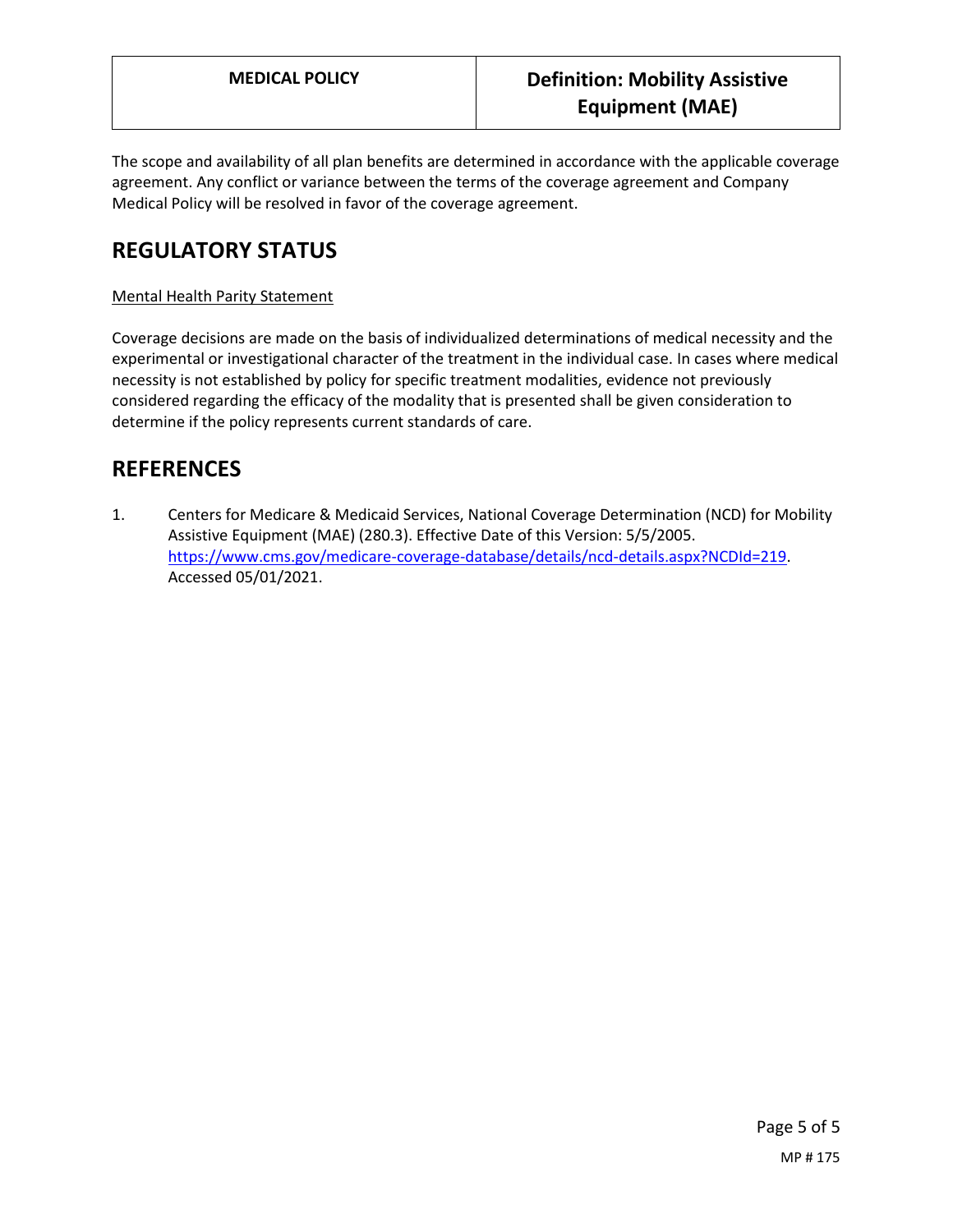The scope and availability of all plan benefits are determined in accordance with the applicable coverage agreement. Any conflict or variance between the terms of the coverage agreement and Company Medical Policy will be resolved in favor of the coverage agreement.

## REGULATORY STATUS

Mental Health Parity Statement

Coverage decisions are made on the basis of individualized determinations of medical necessity and the experimental or investigational character of the treatment in the individual case. In cases where medical necessity is not established by policy for specific treatment modalities, evidence not previously considered regarding the efficacy of the modality that is presented shall be given consideration to determine if the policy represents current standards of care.

## REFERENCES

1. Centers for Medicare & Medicaid Services, National Coverage Determination (NCD) for Mobility Assistive Equipment (MAE) (280.3). Effective Date of this Version: 5/5/2005. https://www.cms.gov/medicare-coverage-database/details/ncd-details.aspx?NCDId=219. Accessed 05/01/2021.